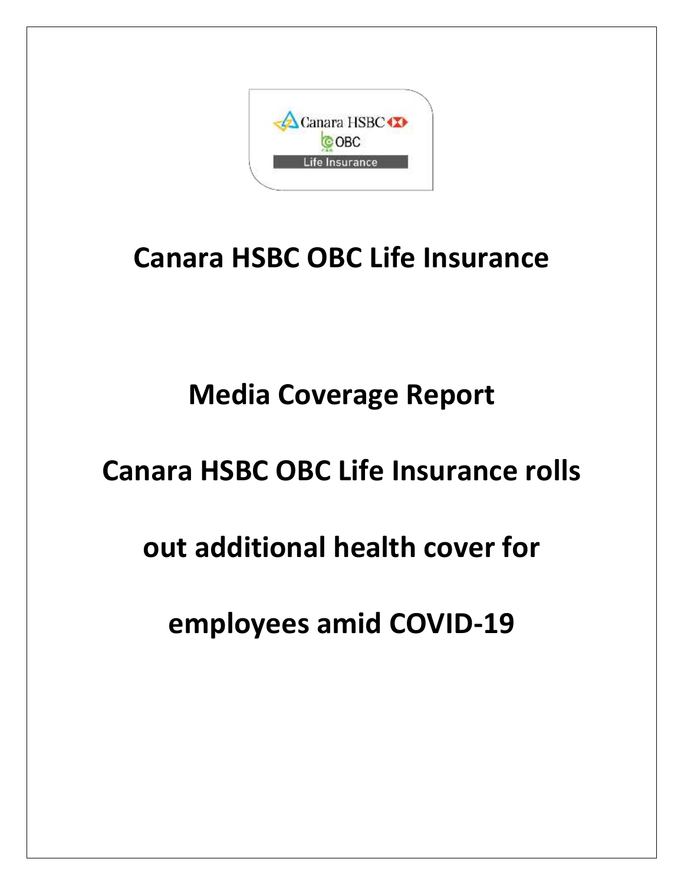# Canara HSBC OBC Life Insurance

## Media Coverage Report

## Canara HSBC OBC Life Insurance rolls out additional health cover for employees amid COVID-19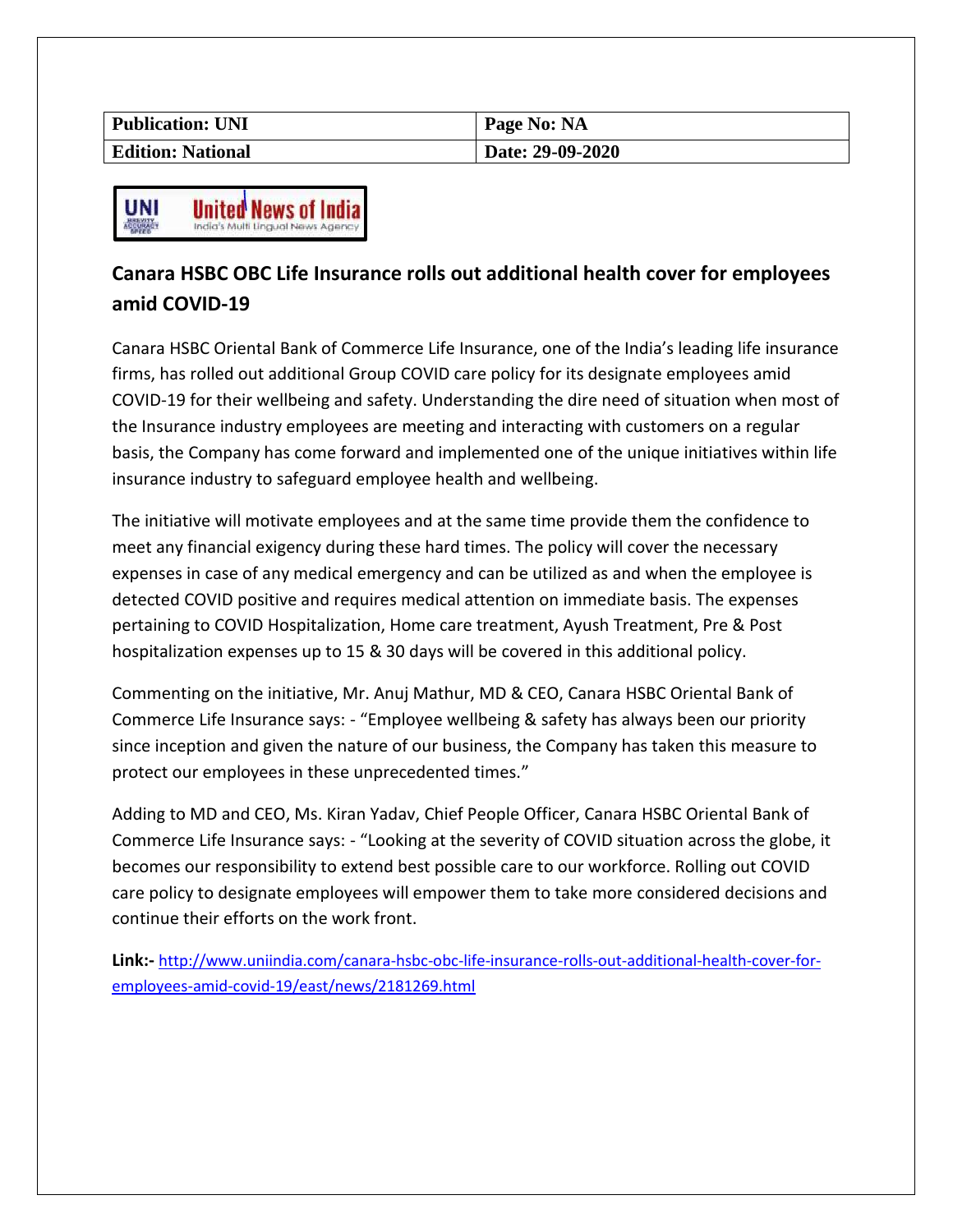| Publication: UNI | Page No: NA |
| --- | --- |
| Edition: National | Date: 29-09-2020 |

UNI United News of India — India's Multi Lingual News Agency

## Canara HSBC OBC Life Insurance rolls out additional health cover for employees amid COVID-19

Canara HSBC Oriental Bank of Commerce Life Insurance, one of the India's leading life insurance firms, has rolled out additional Group COVID care policy for its designate employees amid COVID-19 for their wellbeing and safety. Understanding the dire need of situation when most of the Insurance industry employees are meeting and interacting with customers on a regular basis, the Company has come forward and implemented one of the unique initiatives within life insurance industry to safeguard employee health and wellbeing.

The initiative will motivate employees and at the same time provide them the confidence to meet any financial exigency during these hard times. The policy will cover the necessary expenses in case of any medical emergency and can be utilized as and when the employee is detected COVID positive and requires medical attention on immediate basis. The expenses pertaining to COVID Hospitalization, Home care treatment, Ayush Treatment, Pre & Post hospitalization expenses up to 15 & 30 days will be covered in this additional policy.

Commenting on the initiative, Mr. Anuj Mathur, MD & CEO, Canara HSBC Oriental Bank of Commerce Life Insurance says: - "Employee wellbeing & safety has always been our priority since inception and given the nature of our business, the Company has taken this measure to protect our employees in these unprecedented times."

Adding to MD and CEO, Ms. Kiran Yadav, Chief People Officer, Canara HSBC Oriental Bank of Commerce Life Insurance says: - "Looking at the severity of COVID situation across the globe, it becomes our responsibility to extend best possible care to our workforce. Rolling out COVID care policy to designate employees will empower them to take more considered decisions and continue their efforts on the work front.

**Link:-** http://www.uniindia.com/canara-hsbc-obc-life-insurance-rolls-out-additional-health-cover-for-employees-amid-covid-19/east/news/2181269.html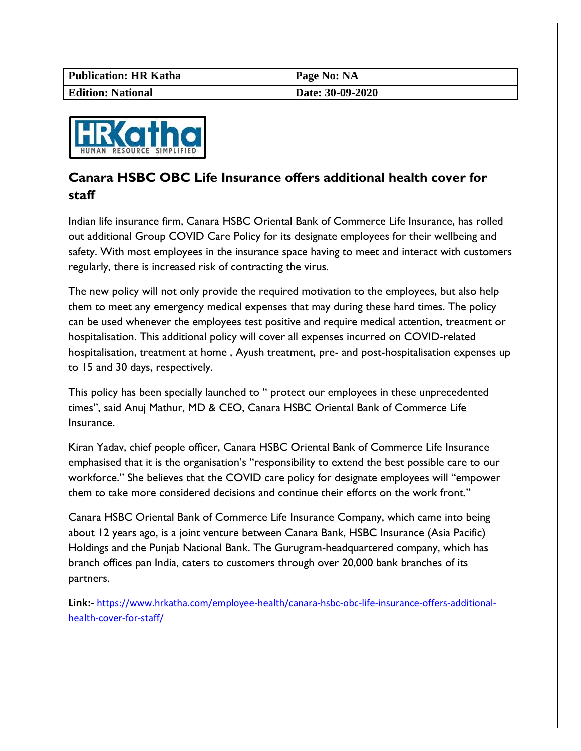| Publication: HR Katha | Page No: NA |
| --- | --- |
| Edition: National | Date: 30-09-2020 |

HRKatha
HUMAN RESOURCE SIMPLIFIED

## Canara HSBC OBC Life Insurance offers additional health cover for staff

Indian life insurance firm, Canara HSBC Oriental Bank of Commerce Life Insurance, has rolled out additional Group COVID Care Policy for its designate employees for their wellbeing and safety. With most employees in the insurance space having to meet and interact with customers regularly, there is increased risk of contracting the virus.

The new policy will not only provide the required motivation to the employees, but also help them to meet any emergency medical expenses that may during these hard times. The policy can be used whenever the employees test positive and require medical attention, treatment or hospitalisation. This additional policy will cover all expenses incurred on COVID-related hospitalisation, treatment at home , Ayush treatment, pre- and post-hospitalisation expenses up to 15 and 30 days, respectively.

This policy has been specially launched to " protect our employees in these unprecedented times", said Anuj Mathur, MD & CEO, Canara HSBC Oriental Bank of Commerce Life Insurance.

Kiran Yadav, chief people officer, Canara HSBC Oriental Bank of Commerce Life Insurance emphasised that it is the organisation's "responsibility to extend the best possible care to our workforce." She believes that the COVID care policy for designate employees will "empower them to take more considered decisions and continue their efforts on the work front."

Canara HSBC Oriental Bank of Commerce Life Insurance Company, which came into being about 12 years ago, is a joint venture between Canara Bank, HSBC Insurance (Asia Pacific) Holdings and the Punjab National Bank. The Gurugram-headquartered company, which has branch offices pan India, caters to customers through over 20,000 bank branches of its partners.

**Link:-** https://www.hrkatha.com/employee-health/canara-hsbc-obc-life-insurance-offers-additional-health-cover-for-staff/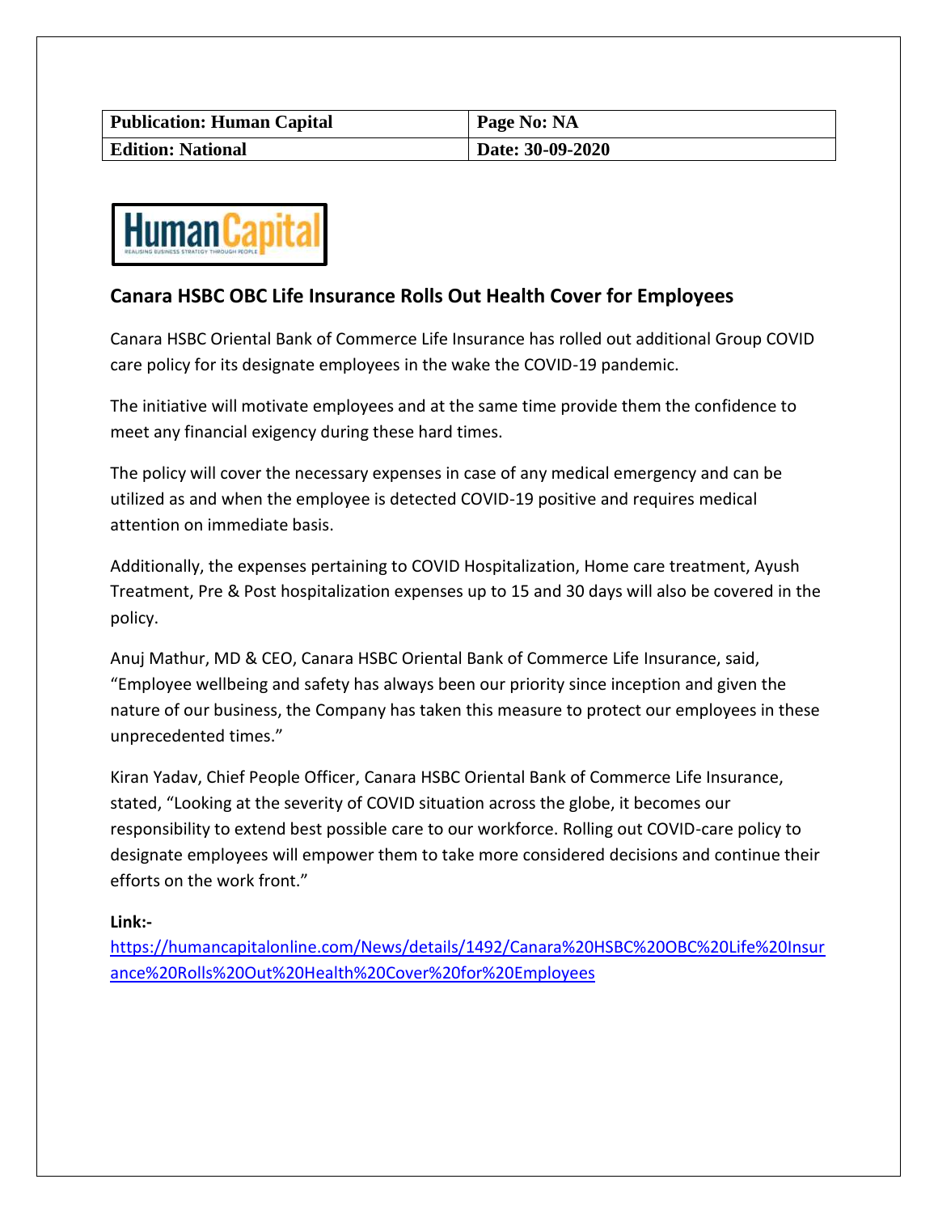| Publication: Human Capital | Page No: NA |
| --- | --- |
| Edition: National | Date: 30-09-2020 |

HumanCapital

REALISING BUSINESS STRATEGY THROUGH PEOPLE

## Canara HSBC OBC Life Insurance Rolls Out Health Cover for Employees

Canara HSBC Oriental Bank of Commerce Life Insurance has rolled out additional Group COVID care policy for its designate employees in the wake the COVID-19 pandemic.

The initiative will motivate employees and at the same time provide them the confidence to meet any financial exigency during these hard times.

The policy will cover the necessary expenses in case of any medical emergency and can be utilized as and when the employee is detected COVID-19 positive and requires medical attention on immediate basis.

Additionally, the expenses pertaining to COVID Hospitalization, Home care treatment, Ayush Treatment, Pre & Post hospitalization expenses up to 15 and 30 days will also be covered in the policy.

Anuj Mathur, MD & CEO, Canara HSBC Oriental Bank of Commerce Life Insurance, said, "Employee wellbeing and safety has always been our priority since inception and given the nature of our business, the Company has taken this measure to protect our employees in these unprecedented times."

Kiran Yadav, Chief People Officer, Canara HSBC Oriental Bank of Commerce Life Insurance, stated, "Looking at the severity of COVID situation across the globe, it becomes our responsibility to extend best possible care to our workforce. Rolling out COVID-care policy to designate employees will empower them to take more considered decisions and continue their efforts on the work front."

**Link:-**
[https://humancapitalonline.com/News/details/1492/Canara%20HSBC%20OBC%20Life%20Insurance%20Rolls%20Out%20Health%20Cover%20for%20Employees](https://humancapitalonline.com/News/details/1492/Canara%20HSBC%20OBC%20Life%20Insurance%20Rolls%20Out%20Health%20Cover%20for%20Employees)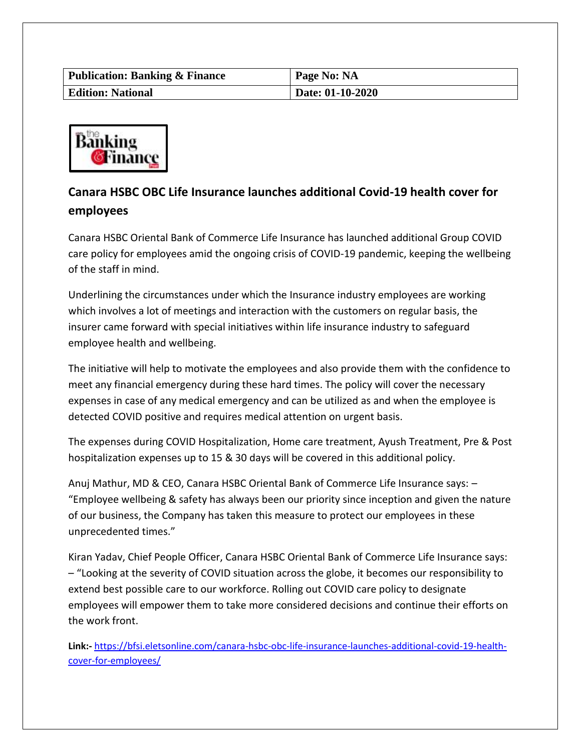| Publication: Banking & Finance | Page No: NA |
| --- | --- |
| Edition: National | Date: 01-10-2020 |

## Canara HSBC OBC Life Insurance launches additional Covid-19 health cover for employees

Canara HSBC Oriental Bank of Commerce Life Insurance has launched additional Group COVID care policy for employees amid the ongoing crisis of COVID-19 pandemic, keeping the wellbeing of the staff in mind.

Underlining the circumstances under which the Insurance industry employees are working which involves a lot of meetings and interaction with the customers on regular basis, the insurer came forward with special initiatives within life insurance industry to safeguard employee health and wellbeing.

The initiative will help to motivate the employees and also provide them with the confidence to meet any financial emergency during these hard times. The policy will cover the necessary expenses in case of any medical emergency and can be utilized as and when the employee is detected COVID positive and requires medical attention on urgent basis.

The expenses during COVID Hospitalization, Home care treatment, Ayush Treatment, Pre & Post hospitalization expenses up to 15 & 30 days will be covered in this additional policy.

Anuj Mathur, MD & CEO, Canara HSBC Oriental Bank of Commerce Life Insurance says: – "Employee wellbeing & safety has always been our priority since inception and given the nature of our business, the Company has taken this measure to protect our employees in these unprecedented times."

Kiran Yadav, Chief People Officer, Canara HSBC Oriental Bank of Commerce Life Insurance says: – "Looking at the severity of COVID situation across the globe, it becomes our responsibility to extend best possible care to our workforce. Rolling out COVID care policy to designate employees will empower them to take more considered decisions and continue their efforts on the work front.

**Link:-** https://bfsi.eletsonline.com/canara-hsbc-obc-life-insurance-launches-additional-covid-19-health-cover-for-employees/